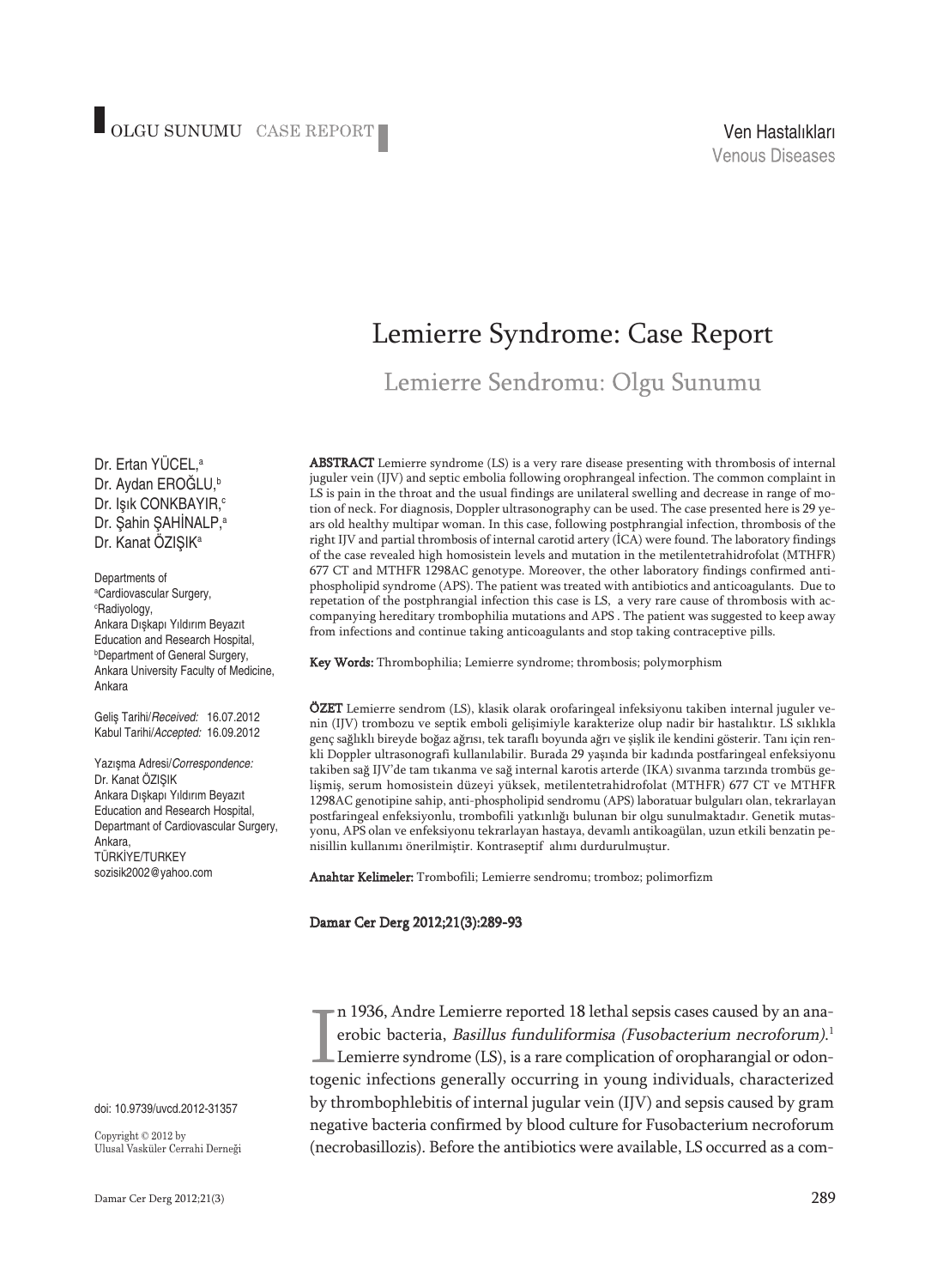OLGU SUNUMU CASE REPORT

Ven Hastalıkları
Venous Diseases

# Lemierre Syndrome: Case Report

## Lemierre Sendromu: Olgu Sunumu

Dr. Ertan YÜCEL,[a]
Dr. Aydan EROĞLU,[b]
Dr. Işık CONKBAYIR,[c]
Dr. Şahin ŞAHİNALP,[a]
Dr. Kanat ÖZIŞIK[a]

Departments of
[a]Cardiovascular Surgery,
[c]Radiyology,
Ankara Dışkapı Yıldırım Beyazıt Education and Research Hospital,
[b]Department of General Surgery,
Ankara University Faculty of Medicine,
Ankara

Geliş Tarihi/*Received:* 16.07.2012
Kabul Tarihi/*Accepted:* 16.09.2012

Yazışma Adresi/*Correspondence:*
Dr. Kanat ÖZIŞIK
Ankara Dışkapı Yıldırım Beyazıt Education and Research Hospital,
Departmant of Cardiovascular Surgery,
Ankara,
TÜRKİYE/TURKEY
sozisik2002@yahoo.com

**ABSTRACT** Lemierre syndrome (LS) is a very rare disease presenting with thrombosis of internal juguler vein (IJV) and septic embolia following orophrangeal infection. The common complaint in LS is pain in the throat and the usual findings are unilateral swelling and decrease in range of motion of neck. For diagnosis, Doppler ultrasonography can be used. The case presented here is 29 years old healthy multipar woman. In this case, following postphrangial infection, thrombosis of the right IJV and partial thrombosis of internal carotid artery (İCA) were found. The laboratory findings of the case revealed high homosistein levels and mutation in the metilentetrahidrofolat (MTHFR) 677 CT and MTHFR 1298AC genotype. Moreover, the other laboratory findings confirmed anti-phospholipid syndrome (APS). The patient was treated with antibiotics and anticoagulants. Due to repetation of the postphrangial infection this case is LS, a very rare cause of thrombosis with accompanying hereditary trombophilia mutations and APS . The patient was suggested to keep away from infections and continue taking anticoagulants and stop taking contraceptive pills.

**Key Words:** Thrombophilia; Lemierre syndrome; thrombosis; polymorphism

**ÖZET** Lemierre sendrom (LS), klasik olarak orofaringeal infeksiyonu takiben internal juguler venin (IJV) trombozu ve septik emboli gelişimiyle karakterize olup nadir bir hastalıktır. LS sıklıkla genç sağlıklı bireyde boğaz ağrısı, tek taraflı boyunda ağrı ve şişlik ile kendini gösterir. Tanı için renkli Doppler ultrasonografi kullanılabilir. Burada 29 yaşında bir kadında postfaringeal enfeksiyonu takiben sağ IJV'de tam tıkanma ve sağ internal karotis arterde (IKA) sıvanma tarzında trombüs gelişmiş, serum homosistein düzeyi yüksek, metilentetrahidrofolat (MTHFR) 677 CT ve MTHFR 1298AC genotipine sahip, anti-phospholipid sendromu (APS) laboratuar bulguları olan, tekrarlayan postfaringeal enfeksiyonlu, trombofili yatkınlığı bulunan bir olgu sunulmaktadır. Genetik mutasyonu, APS olan ve enfeksiyonu tekrarlayan hastaya, devamlı antikoagülan, uzun etkili benzatin penisillin kullanımı önerilmiştir. Kontraseptif alımı durdurulmuştur.

**Anahtar Kelimeler:** Trombofili; Lemierre sendromu; tromboz; polimorfizm

**Damar Cer Derg 2012;21(3):289-93**

doi: 10.9739/uvcd.2012-31357

Copyright © 2012 by
Ulusal Vasküler Cerrahi Derneği

In 1936, Andre Lemierre reported 18 lethal sepsis cases caused by an anaerobic bacteria, *Basillus funduliformisa (Fusobacterium necroforum).*[1] Lemierre syndrome (LS), is a rare complication of oropharangial or odontogenic infections generally occurring in young individuals, characterized by thrombophlebitis of internal jugular vein (IJV) and sepsis caused by gram negative bacteria confirmed by blood culture for Fusobacterium necroforum (necrobasillozis). Before the antibiotics were available, LS occurred as a com-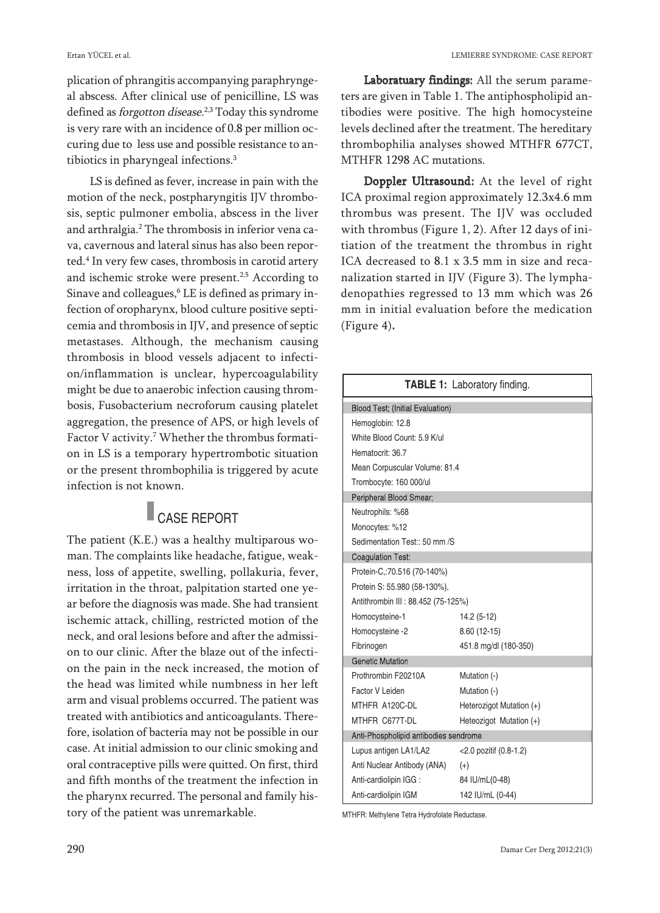plication of phrangitis accompanying paraphryngeal abscess. After clinical use of penicilline, LS was defined as *forgotton disease*.[2,3] Today this syndrome is very rare with an incidence of 0.8 per million occuring due to less use and possible resistance to antibiotics in pharyngeal infections.[3]

LS is defined as fever, increase in pain with the motion of the neck, postpharyngitis IJV thrombosis, septic pulmoner embolia, abscess in the liver and arthralgia.[2] The thrombosis in inferior vena cava, cavernous and lateral sinus has also been reported.[4] In very few cases, thrombosis in carotid artery and ischemic stroke were present.[2,5] According to Sinave and colleagues,[6] LE is defined as primary infection of oropharynx, blood culture positive septicemia and thrombosis in IJV, and presence of septic metastases. Although, the mechanism causing thrombosis in blood vessels adjacent to infection/inflammation is unclear, hypercoagulability might be due to anaerobic infection causing thrombosis, Fusobacterium necroforum causing platelet aggregation, the presence of APS, or high levels of Factor V activity.[7] Whether the thrombus formation in LS is a temporary hypertrombotic situation or the present thrombophilia is triggered by acute infection is not known.

## CASE REPORT

The patient (K.E.) was a healthy multiparous woman. The complaints like headache, fatigue, weakness, loss of appetite, swelling, pollakuria, fever, irritation in the throat, palpitation started one year before the diagnosis was made. She had transient ischemic attack, chilling, restricted motion of the neck, and oral lesions before and after the admission to our clinic. After the blaze out of the infection the pain in the neck increased, the motion of the head was limited while numbness in her left arm and visual problems occurred. The patient was treated with antibiotics and anticoagulants. Therefore, isolation of bacteria may not be possible in our case. At initial admission to our clinic smoking and oral contraceptive pills were quitted. On first, third and fifth months of the treatment the infection in the pharynx recurred. The personal and family history of the patient was unremarkable.

**Laboratuary findings:** All the serum parameters are given in Table 1. The antiphospholipid antibodies were positive. The high homocysteine levels declined after the treatment. The hereditary thrombophilia analyses showed MTHFR 677CT, MTHFR 1298 AC mutations.

**Doppler Ultrasound:** At the level of right ICA proximal region approximately 12.3x4.6 mm thrombus was present. The IJV was occluded with thrombus (Figure 1, 2). After 12 days of initiation of the treatment the thrombus in right ICA decreased to 8.1 x 3.5 mm in size and recanalization started in IJV (Figure 3). The lymphadenopathies regressed to 13 mm which was 26 mm in initial evaluation before the medication (Figure 4).

**TABLE 1:** Laboratory finding.

| | |
|---|---|
| **Blood Test; (Initial Evaluation)** | |
| Hemoglobin: 12.8 | |
| White Blood Count: 5.9 K/ul | |
| Hematocrit: 36.7 | |
| Mean Corpuscular Volume: 81.4 | |
| Trombocyte: 160 000/ul | |
| **Peripheral Blood Smear;** | |
| Neutrophils: %68 | |
| Monocytes: %12 | |
| Sedimentation Test:: 50 mm /S | |
| **Coagulation Test:** | |
| Protein-C,:70.516 (70-140%) | |
| Protein S: 55.980 (58-130%), | |
| Antithrombin III : 88.452 (75-125%) | |
| Homocysteine-1 | 14.2 (5-12) |
| Homocysteine -2 | 8.60 (12-15) |
| Fibrinogen | 451.8 mg/dl (180-350) |
| **Genetic Mutation** | |
| Prothrombin F20210A | Mutation (-) |
| Factor V Leiden | Mutation (-) |
| MTHFR A120C-DL | Heterozigot Mutation (+) |
| MTHFR C677T-DL | Heteozigot Mutation (+) |
| **Anti-Phospholipid antibodies sendrome** | |
| Lupus antigen LA1/LA2 | <2.0 pozitif (0.8-1.2) |
| Anti Nuclear Antibody (ANA) | (+) |
| Anti-cardiolipin IGG : | 84 IU/mL(0-48) |
| Anti-cardiolipin IGM | 142 IU/mL (0-44) |

MTHFR: Methylene Tetra Hydrofolate Reductase.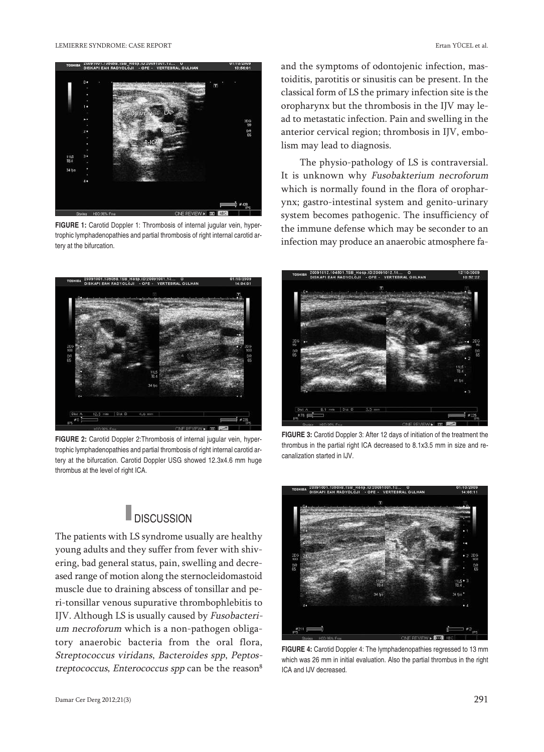**FIGURE 1:** Carotid Doppler 1: Thrombosis of internal jugular vein, hypertrophic lymphadenopathies and partial thrombosis of right internal carotid artery at the bifurcation.

**FIGURE 2:** Carotid Doppler 2:Thrombosis of internal jugular vein, hypertrophic lymphadenopathies and partial thrombosis of right internal carotid artery at the bifurcation. Carotid Doppler USG showed 12.3x4.6 mm huge thrombus at the level of right ICA.

## DISCUSSION

The patients with LS syndrome usually are healthy young adults and they suffer from fever with shivering, bad general status, pain, swelling and decreased range of motion along the sternocleidomastoid muscle due to draining abscess of tonsillar and peri-tonsillar venous supurative thrombophlebitis to IJV. Although LS is usually caused by *Fusobacterium necroforum* which is a non-pathogen obligatory anaerobic bacteria from the oral flora, *Streptococcus viridans*, *Bacteroides spp*, *Peptostreptococcus*, *Enterococcus spp* can be the reason[8] and the symptoms of odontojenic infection, mastoiditis, parotitis or sinusitis can be present. In the classical form of LS the primary infection site is the oropharynx but the thrombosis in the IJV may lead to metastatic infection. Pain and swelling in the anterior cervical region; thrombosis in IJV, embolism may lead to diagnosis.

The physio-pathology of LS is contraversial. It is unknown why *Fusobakterium necroforum* which is normally found in the flora of oropharynx; gastro-intestinal system and genito-urinary system becomes pathogenic. The insufficiency of the immune defense which may be seconder to an infection may produce an anaerobic atmosphere fa-

**FIGURE 3:** Carotid Doppler 3: After 12 days of initiation of the treatment the thrombus in the partial right ICA decreased to 8.1x3.5 mm in size and recanalization started in IJV.

**FIGURE 4:** Carotid Doppler 4: The lymphadenopathies regressed to 13 mm which was 26 mm in initial evaluation. Also the partial thrombus in the right ICA and IJV decreased.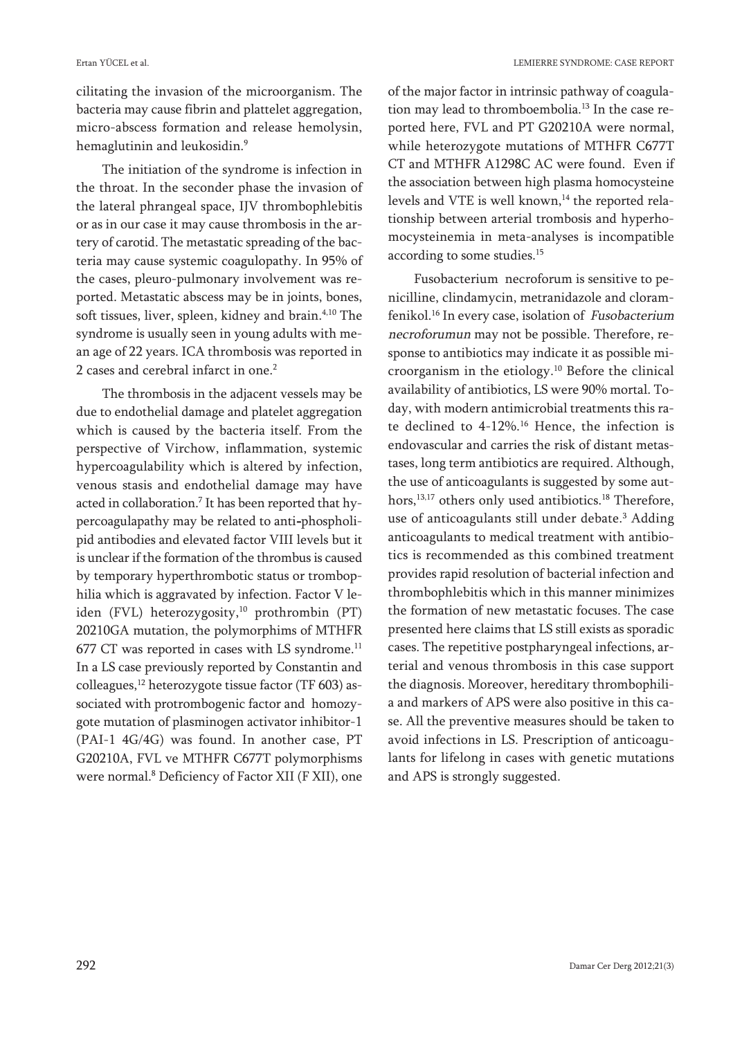cilitating the invasion of the microorganism. The bacteria may cause fibrin and plattelet aggregation, micro-abscess formation and release hemolysin, hemaglutinin and leukosidin.[9]

The initiation of the syndrome is infection in the throat. In the seconder phase the invasion of the lateral phrangeal space, IJV thrombophlebitis or as in our case it may cause thrombosis in the artery of carotid. The metastatic spreading of the bacteria may cause systemic coagulopathy. In 95% of the cases, pleuro-pulmonary involvement was reported. Metastatic abscess may be in joints, bones, soft tissues, liver, spleen, kidney and brain.[4,10] The syndrome is usually seen in young adults with mean age of 22 years. ICA thrombosis was reported in 2 cases and cerebral infarct in one.[2]

The thrombosis in the adjacent vessels may be due to endothelial damage and platelet aggregation which is caused by the bacteria itself. From the perspective of Virchow, inflammation, systemic hypercoagulability which is altered by infection, venous stasis and endothelial damage may have acted in collaboration.[7] It has been reported that hypercoagulapathy may be related to anti-phospholipid antibodies and elevated factor VIII levels but it is unclear if the formation of the thrombus is caused by temporary hyperthrombotic status or trombophilia which is aggravated by infection. Factor V leiden (FVL) heterozygosity,[10] prothrombin (PT) 20210GA mutation, the polymorphims of MTHFR 677 CT was reported in cases with LS syndrome.[11] In a LS case previously reported by Constantin and colleagues,[12] heterozygote tissue factor (TF 603) associated with protrombogenic factor and homozygote mutation of plasminogen activator inhibitor-1 (PAI-1 4G/4G) was found. In another case, PT G20210A, FVL ve MTHFR C677T polymorphisms were normal.[8] Deficiency of Factor XII (F XII), one of the major factor in intrinsic pathway of coagulation may lead to thromboembolia.[13] In the case reported here, FVL and PT G20210A were normal, while heterozygote mutations of MTHFR C677T CT and MTHFR A1298C AC were found. Even if the association between high plasma homocysteine levels and VTE is well known,[14] the reported relationship between arterial trombosis and hyperhomocysteinemia in meta-analyses is incompatible according to some studies.[15]

Fusobacterium necroforum is sensitive to penicilline, clindamycin, metranidazole and cloramfenikol.[16] In every case, isolation of *Fusobacterium necroforumun* may not be possible. Therefore, response to antibiotics may indicate it as possible microorganism in the etiology.[10] Before the clinical availability of antibiotics, LS were 90% mortal. Today, with modern antimicrobial treatments this rate declined to 4-12%.[16] Hence, the infection is endovascular and carries the risk of distant metastases, long term antibiotics are required. Although, the use of anticoagulants is suggested by some authors,[13,17] others only used antibiotics.[18] Therefore, use of anticoagulants still under debate.[3] Adding anticoagulants to medical treatment with antibiotics is recommended as this combined treatment provides rapid resolution of bacterial infection and thrombophlebitis which in this manner minimizes the formation of new metastatic focuses. The case presented here claims that LS still exists as sporadic cases. The repetitive postpharyngeal infections, arterial and venous thrombosis in this case support the diagnosis. Moreover, hereditary thrombophilia and markers of APS were also positive in this case. All the preventive measures should be taken to avoid infections in LS. Prescription of anticoagulants for lifelong in cases with genetic mutations and APS is strongly suggested.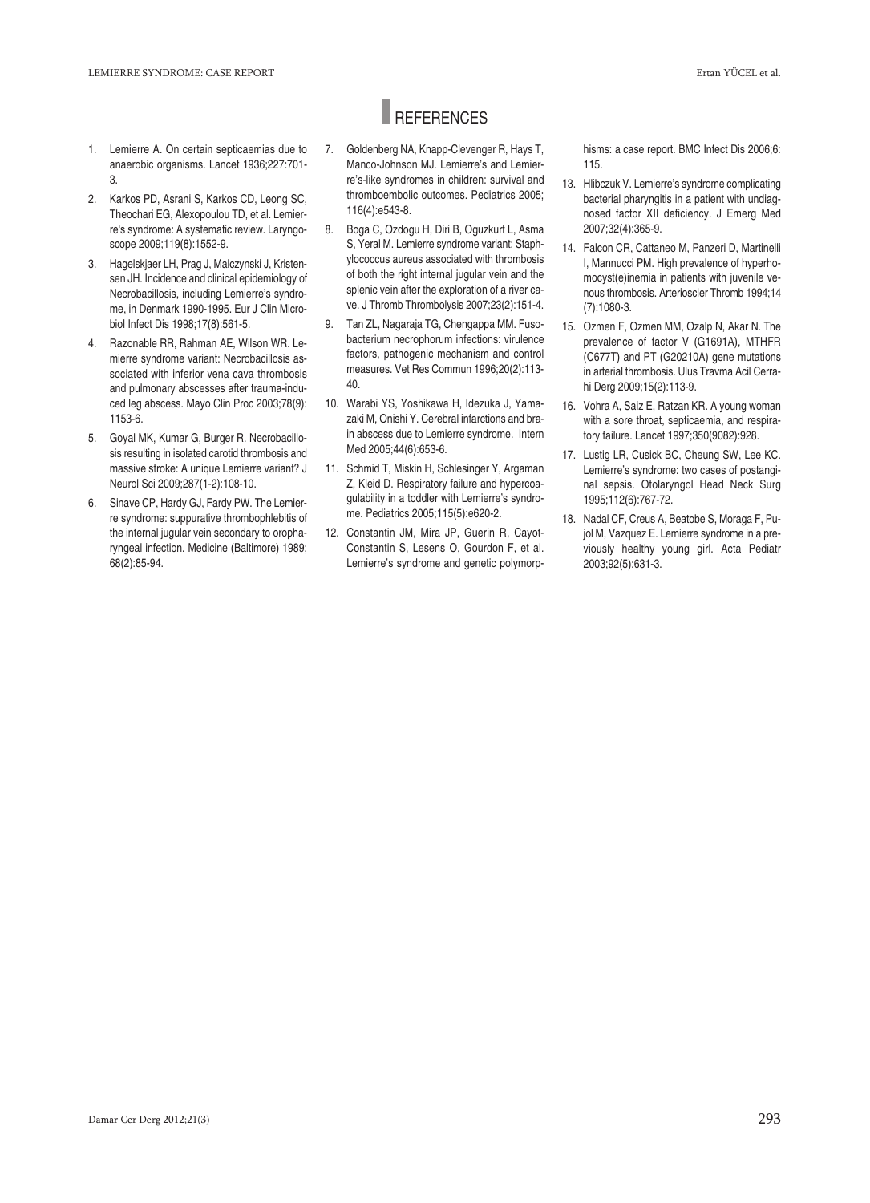## REFERENCES

1. Lemierre A. On certain septicaemias due to anaerobic organisms. Lancet 1936;227:701-3.
2. Karkos PD, Asrani S, Karkos CD, Leong SC, Theochari EG, Alexopoulou TD, et al. Lemierre's syndrome: A systematic review. Laryngoscope 2009;119(8):1552-9.
3. Hagelskjaer LH, Prag J, Malczynski J, Kristensen JH. Incidence and clinical epidemiology of Necrobacillosis, including Lemierre's syndrome, in Denmark 1990-1995. Eur J Clin Microbiol Infect Dis 1998;17(8):561-5.
4. Razonable RR, Rahman AE, Wilson WR. Lemierre syndrome variant: Necrobacillosis associated with inferior vena cava thrombosis and pulmonary abscesses after trauma-induced leg abscess. Mayo Clin Proc 2003;78(9):1153-6.
5. Goyal MK, Kumar G, Burger R. Necrobacillosis resulting in isolated carotid thrombosis and massive stroke: A unique Lemierre variant? J Neurol Sci 2009;287(1-2):108-10.
6. Sinave CP, Hardy GJ, Fardy PW. The Lemierre syndrome: suppurative thrombophlebitis of the internal jugular vein secondary to oropharyngeal infection. Medicine (Baltimore) 1989;68(2):85-94.
7. Goldenberg NA, Knapp-Clevenger R, Hays T, Manco-Johnson MJ. Lemierre's and Lemierre's-like syndromes in children: survival and thromboembolic outcomes. Pediatrics 2005;116(4):e543-8.
8. Boga C, Ozdogu H, Diri B, Oguzkurt L, Asma S, Yeral M. Lemierre syndrome variant: Staphylococcus aureus associated with thrombosis of both the right internal jugular vein and the splenic vein after the exploration of a river cave. J Thromb Thrombolysis 2007;23(2):151-4.
9. Tan ZL, Nagaraja TG, Chengappa MM. Fusobacterium necrophorum infections: virulence factors, pathogenic mechanism and control measures. Vet Res Commun 1996;20(2):113-40.
10. Warabi YS, Yoshikawa H, Idezuka J, Yamazaki M, Onishi Y. Cerebral infarctions and brain abscess due to Lemierre syndrome. Intern Med 2005;44(6):653-6.
11. Schmid T, Miskin H, Schlesinger Y, Argaman Z, Kleid D. Respiratory failure and hypercoagulability in a toddler with Lemierre's syndrome. Pediatrics 2005;115(5):e620-2.
12. Constantin JM, Mira JP, Guerin R, Cayot-Constantin S, Lesens O, Gourdon F, et al. Lemierre's syndrome and genetic polymorphisms: a case report. BMC Infect Dis 2006;6:115.
13. Hlibczuk V. Lemierre's syndrome complicating bacterial pharyngitis in a patient with undiagnosed factor XII deficiency. J Emerg Med 2007;32(4):365-9.
14. Falcon CR, Cattaneo M, Panzeri D, Martinelli I, Mannucci PM. High prevalence of hyperhomocyst(e)inemia in patients with juvenile venous thrombosis. Arterioscler Thromb 1994;14(7):1080-3.
15. Ozmen F, Ozmen MM, Ozalp N, Akar N. The prevalence of factor V (G1691A), MTHFR (C677T) and PT (G20210A) gene mutations in arterial thrombosis. Ulus Travma Acil Cerrahi Derg 2009;15(2):113-9.
16. Vohra A, Saiz E, Ratzan KR. A young woman with a sore throat, septicaemia, and respiratory failure. Lancet 1997;350(9082):928.
17. Lustig LR, Cusick BC, Cheung SW, Lee KC. Lemierre's syndrome: two cases of postanginal sepsis. Otolaryngol Head Neck Surg 1995;112(6):767-72.
18. Nadal CF, Creus A, Beatobe S, Moraga F, Pujol M, Vazquez E. Lemierre syndrome in a previously healthy young girl. Acta Pediatr 2003;92(5):631-3.